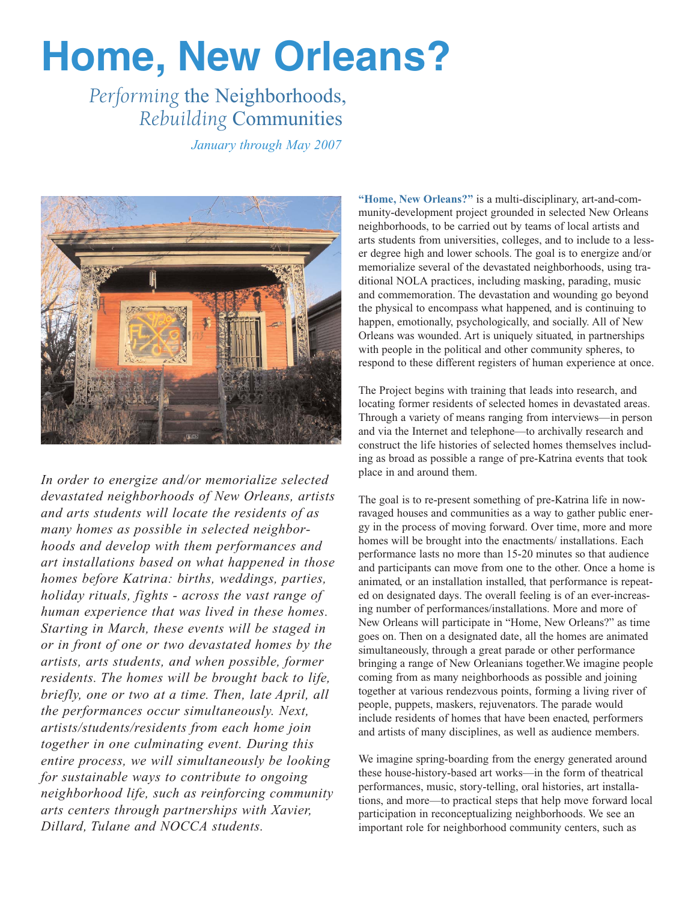# Home, New Orleans?

*Performing* the Neighborhoods,
*Rebuilding* Communities

*January through May 2007*

*In order to energize and/or memorialize selected devastated neighborhoods of New Orleans, artists and arts students will locate the residents of as many homes as possible in selected neighborhoods and develop with them performances and art installations based on what happened in those homes before Katrina: births, weddings, parties, holiday rituals, fights - across the vast range of human experience that was lived in these homes. Starting in March, these events will be staged in or in front of one or two devastated homes by the artists, arts students, and when possible, former residents. The homes will be brought back to life, briefly, one or two at a time. Then, late April, all the performances occur simultaneously. Next, artists/students/residents from each home join together in one culminating event. During this entire process, we will simultaneously be looking for sustainable ways to contribute to ongoing neighborhood life, such as reinforcing community arts centers through partnerships with Xavier, Dillard, Tulane and NOCCA students.*

**"Home, New Orleans?"** is a multi-disciplinary, art-and-community-development project grounded in selected New Orleans neighborhoods, to be carried out by teams of local artists and arts students from universities, colleges, and to include to a lesser degree high and lower schools. The goal is to energize and/or memorialize several of the devastated neighborhoods, using traditional NOLA practices, including masking, parading, music and commemoration. The devastation and wounding go beyond the physical to encompass what happened, and is continuing to happen, emotionally, psychologically, and socially. All of New Orleans was wounded. Art is uniquely situated, in partnerships with people in the political and other community spheres, to respond to these different registers of human experience at once.

The Project begins with training that leads into research, and locating former residents of selected homes in devastated areas. Through a variety of means ranging from interviews—in person and via the Internet and telephone—to archivally research and construct the life histories of selected homes themselves including as broad as possible a range of pre-Katrina events that took place in and around them.

The goal is to re-present something of pre-Katrina life in now-ravaged houses and communities as a way to gather public energy in the process of moving forward. Over time, more and more homes will be brought into the enactments/ installations. Each performance lasts no more than 15-20 minutes so that audience and participants can move from one to the other. Once a home is animated, or an installation installed, that performance is repeated on designated days. The overall feeling is of an ever-increasing number of performances/installations. More and more of New Orleans will participate in "Home, New Orleans?" as time goes on. Then on a designated date, all the homes are animated simultaneously, through a great parade or other performance bringing a range of New Orleanians together.We imagine people coming from as many neighborhoods as possible and joining together at various rendezvous points, forming a living river of people, puppets, maskers, rejuvenators. The parade would include residents of homes that have been enacted, performers and artists of many disciplines, as well as audience members.

We imagine spring-boarding from the energy generated around these house-history-based art works—in the form of theatrical performances, music, story-telling, oral histories, art installations, and more—to practical steps that help move forward local participation in reconceptualizing neighborhoods. We see an important role for neighborhood community centers, such as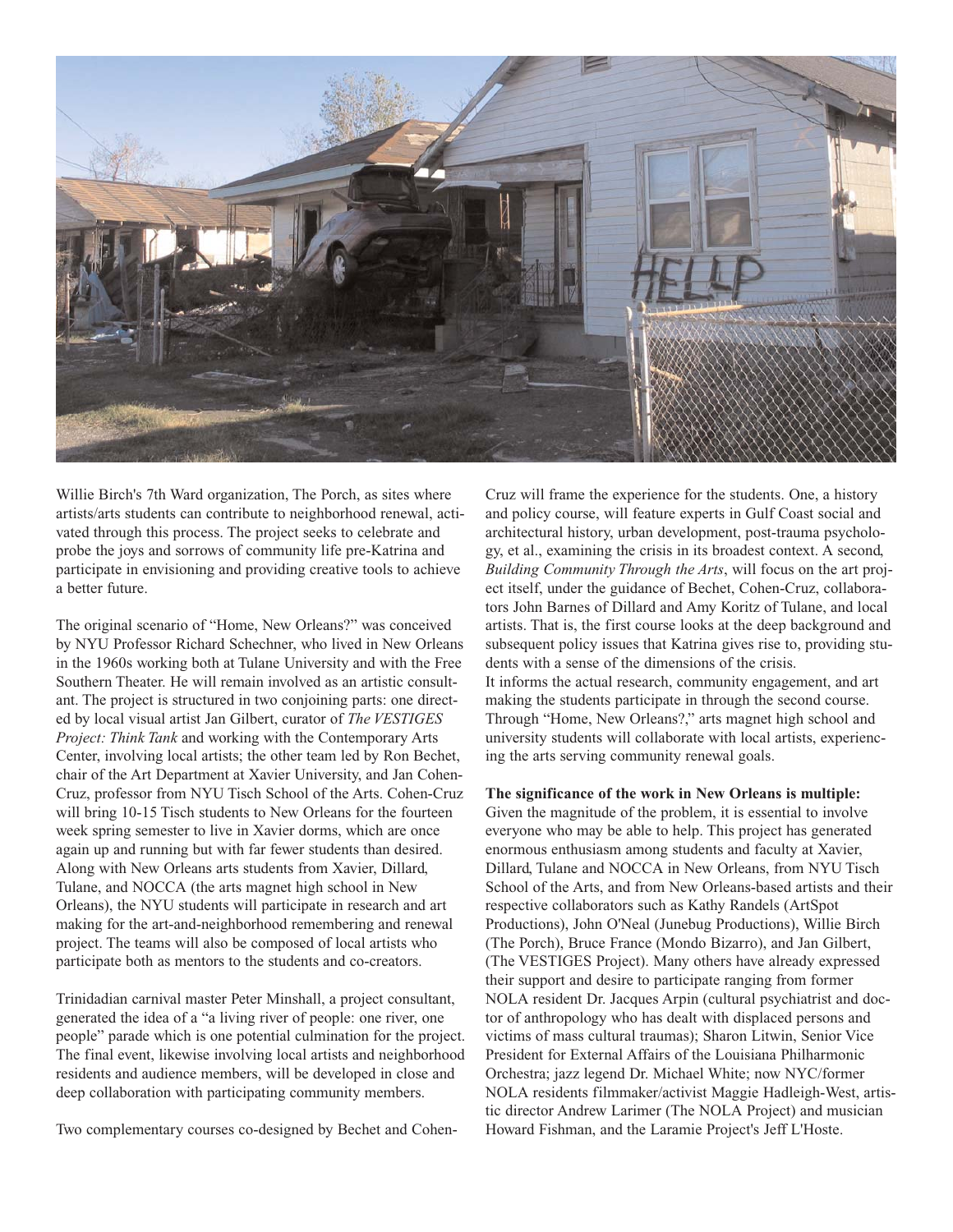Willie Birch's 7th Ward organization, The Porch, as sites where artists/arts students can contribute to neighborhood renewal, activated through this process. The project seeks to celebrate and probe the joys and sorrows of community life pre-Katrina and participate in envisioning and providing creative tools to achieve a better future.

The original scenario of "Home, New Orleans?" was conceived by NYU Professor Richard Schechner, who lived in New Orleans in the 1960s working both at Tulane University and with the Free Southern Theater. He will remain involved as an artistic consultant. The project is structured in two conjoining parts: one directed by local visual artist Jan Gilbert, curator of *The VESTIGES Project: Think Tank* and working with the Contemporary Arts Center, involving local artists; the other team led by Ron Bechet, chair of the Art Department at Xavier University, and Jan Cohen-Cruz, professor from NYU Tisch School of the Arts. Cohen-Cruz will bring 10-15 Tisch students to New Orleans for the fourteen week spring semester to live in Xavier dorms, which are once again up and running but with far fewer students than desired. Along with New Orleans arts students from Xavier, Dillard, Tulane, and NOCCA (the arts magnet high school in New Orleans), the NYU students will participate in research and art making for the art-and-neighborhood remembering and renewal project. The teams will also be composed of local artists who participate both as mentors to the students and co-creators.

Trinidadian carnival master Peter Minshall, a project consultant, generated the idea of a "a living river of people: one river, one people" parade which is one potential culmination for the project. The final event, likewise involving local artists and neighborhood residents and audience members, will be developed in close and deep collaboration with participating community members.

Two complementary courses co-designed by Bechet and Cohen-Cruz will frame the experience for the students. One, a history and policy course, will feature experts in Gulf Coast social and architectural history, urban development, post-trauma psychology, et al., examining the crisis in its broadest context. A second, *Building Community Through the Arts*, will focus on the art project itself, under the guidance of Bechet, Cohen-Cruz, collaborators John Barnes of Dillard and Amy Koritz of Tulane, and local artists. That is, the first course looks at the deep background and subsequent policy issues that Katrina gives rise to, providing students with a sense of the dimensions of the crisis.
It informs the actual research, community engagement, and art making the students participate in through the second course. Through "Home, New Orleans?," arts magnet high school and university students will collaborate with local artists, experiencing the arts serving community renewal goals.

**The significance of the work in New Orleans is multiple:**
Given the magnitude of the problem, it is essential to involve everyone who may be able to help. This project has generated enormous enthusiasm among students and faculty at Xavier, Dillard, Tulane and NOCCA in New Orleans, from NYU Tisch School of the Arts, and from New Orleans-based artists and their respective collaborators such as Kathy Randels (ArtSpot Productions), John O'Neal (Junebug Productions), Willie Birch (The Porch), Bruce France (Mondo Bizarro), and Jan Gilbert, (The VESTIGES Project). Many others have already expressed their support and desire to participate ranging from former NOLA resident Dr. Jacques Arpin (cultural psychiatrist and doctor of anthropology who has dealt with displaced persons and victims of mass cultural traumas); Sharon Litwin, Senior Vice President for External Affairs of the Louisiana Philharmonic Orchestra; jazz legend Dr. Michael White; now NYC/former NOLA residents filmmaker/activist Maggie Hadleigh-West, artistic director Andrew Larimer (The NOLA Project) and musician Howard Fishman, and the Laramie Project's Jeff L'Hoste.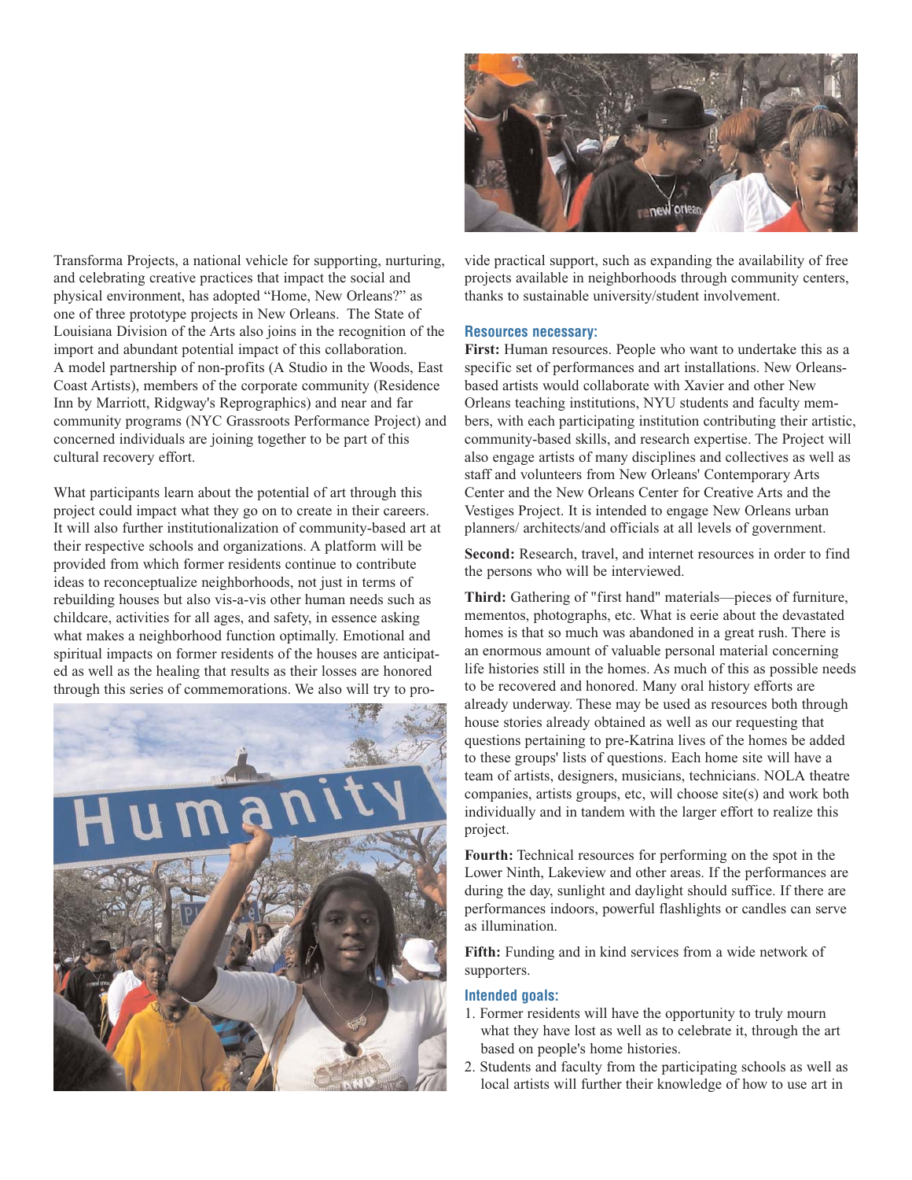Transforma Projects, a national vehicle for supporting, nurturing, and celebrating creative practices that impact the social and physical environment, has adopted "Home, New Orleans?" as one of three prototype projects in New Orleans. The State of Louisiana Division of the Arts also joins in the recognition of the import and abundant potential impact of this collaboration. A model partnership of non-profits (A Studio in the Woods, East Coast Artists), members of the corporate community (Residence Inn by Marriott, Ridgway's Reprographics) and near and far community programs (NYC Grassroots Performance Project) and concerned individuals are joining together to be part of this cultural recovery effort.

What participants learn about the potential of art through this project could impact what they go on to create in their careers. It will also further institutionalization of community-based art at their respective schools and organizations. A platform will be provided from which former residents continue to contribute ideas to reconceptualize neighborhoods, not just in terms of rebuilding houses but also vis-a-vis other human needs such as childcare, activities for all ages, and safety, in essence asking what makes a neighborhood function optimally. Emotional and spiritual impacts on former residents of the houses are anticipated as well as the healing that results as their losses are honored through this series of commemorations. We also will try to provide practical support, such as expanding the availability of free projects available in neighborhoods through community centers, thanks to sustainable university/student involvement.

### Resources necessary:

**First:** Human resources. People who want to undertake this as a specific set of performances and art installations. New Orleans-based artists would collaborate with Xavier and other New Orleans teaching institutions, NYU students and faculty members, with each participating institution contributing their artistic, community-based skills, and research expertise. The Project will also engage artists of many disciplines and collectives as well as staff and volunteers from New Orleans' Contemporary Arts Center and the New Orleans Center for Creative Arts and the Vestiges Project. It is intended to engage New Orleans urban planners/ architects/and officials at all levels of government.

**Second:** Research, travel, and internet resources in order to find the persons who will be interviewed.

**Third:** Gathering of "first hand" materials—pieces of furniture, mementos, photographs, etc. What is eerie about the devastated homes is that so much was abandoned in a great rush. There is an enormous amount of valuable personal material concerning life histories still in the homes. As much of this as possible needs to be recovered and honored. Many oral history efforts are already underway. These may be used as resources both through house stories already obtained as well as our requesting that questions pertaining to pre-Katrina lives of the homes be added to these groups' lists of questions. Each home site will have a team of artists, designers, musicians, technicians. NOLA theatre companies, artists groups, etc, will choose site(s) and work both individually and in tandem with the larger effort to realize this project.

**Fourth:** Technical resources for performing on the spot in the Lower Ninth, Lakeview and other areas. If the performances are during the day, sunlight and daylight should suffice. If there are performances indoors, powerful flashlights or candles can serve as illumination.

**Fifth:** Funding and in kind services from a wide network of supporters.

### Intended goals:

1. Former residents will have the opportunity to truly mourn what they have lost as well as to celebrate it, through the art based on people's home histories.
2. Students and faculty from the participating schools as well as local artists will further their knowledge of how to use art in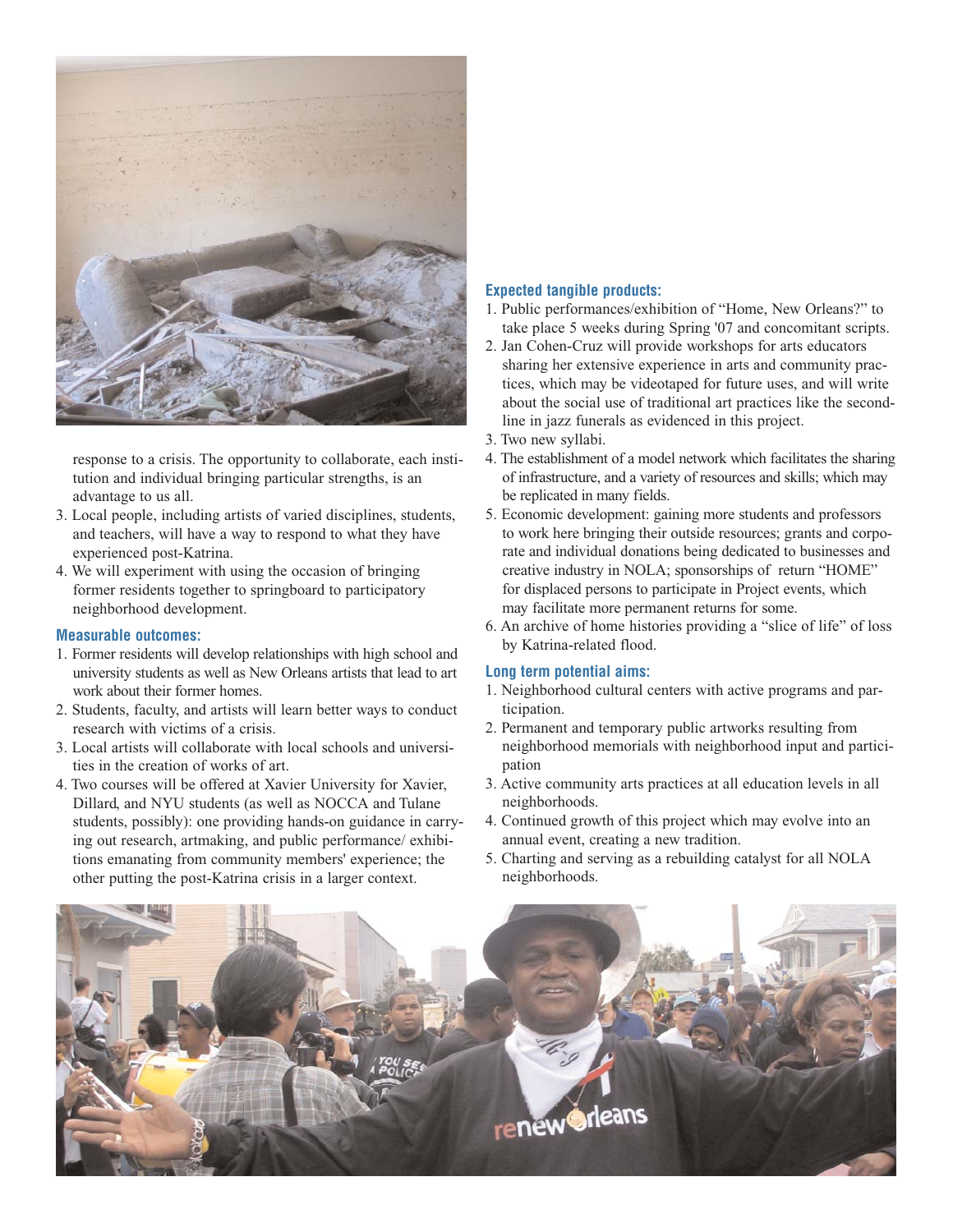response to a crisis. The opportunity to collaborate, each institution and individual bringing particular strengths, is an advantage to us all.

3. Local people, including artists of varied disciplines, students, and teachers, will have a way to respond to what they have experienced post-Katrina.
4. We will experiment with using the occasion of bringing former residents together to springboard to participatory neighborhood development.

### Measurable outcomes:

1. Former residents will develop relationships with high school and university students as well as New Orleans artists that lead to art work about their former homes.
2. Students, faculty, and artists will learn better ways to conduct research with victims of a crisis.
3. Local artists will collaborate with local schools and universities in the creation of works of art.
4. Two courses will be offered at Xavier University for Xavier, Dillard, and NYU students (as well as NOCCA and Tulane students, possibly): one providing hands-on guidance in carrying out research, artmaking, and public performance/ exhibitions emanating from community members' experience; the other putting the post-Katrina crisis in a larger context.

### Expected tangible products:

1. Public performances/exhibition of "Home, New Orleans?" to take place 5 weeks during Spring '07 and concomitant scripts.
2. Jan Cohen-Cruz will provide workshops for arts educators sharing her extensive experience in arts and community practices, which may be videotaped for future uses, and will write about the social use of traditional art practices like the secondline in jazz funerals as evidenced in this project.
3. Two new syllabi.
4. The establishment of a model network which facilitates the sharing of infrastructure, and a variety of resources and skills; which may be replicated in many fields.
5. Economic development: gaining more students and professors to work here bringing their outside resources; grants and corporate and individual donations being dedicated to businesses and creative industry in NOLA; sponsorships of return "HOME" for displaced persons to participate in Project events, which may facilitate more permanent returns for some.
6. An archive of home histories providing a "slice of life" of loss by Katrina-related flood.

### Long term potential aims:

1. Neighborhood cultural centers with active programs and participation.
2. Permanent and temporary public artworks resulting from neighborhood memorials with neighborhood input and participation
3. Active community arts practices at all education levels in all neighborhoods.
4. Continued growth of this project which may evolve into an annual event, creating a new tradition.
5. Charting and serving as a rebuilding catalyst for all NOLA neighborhoods.